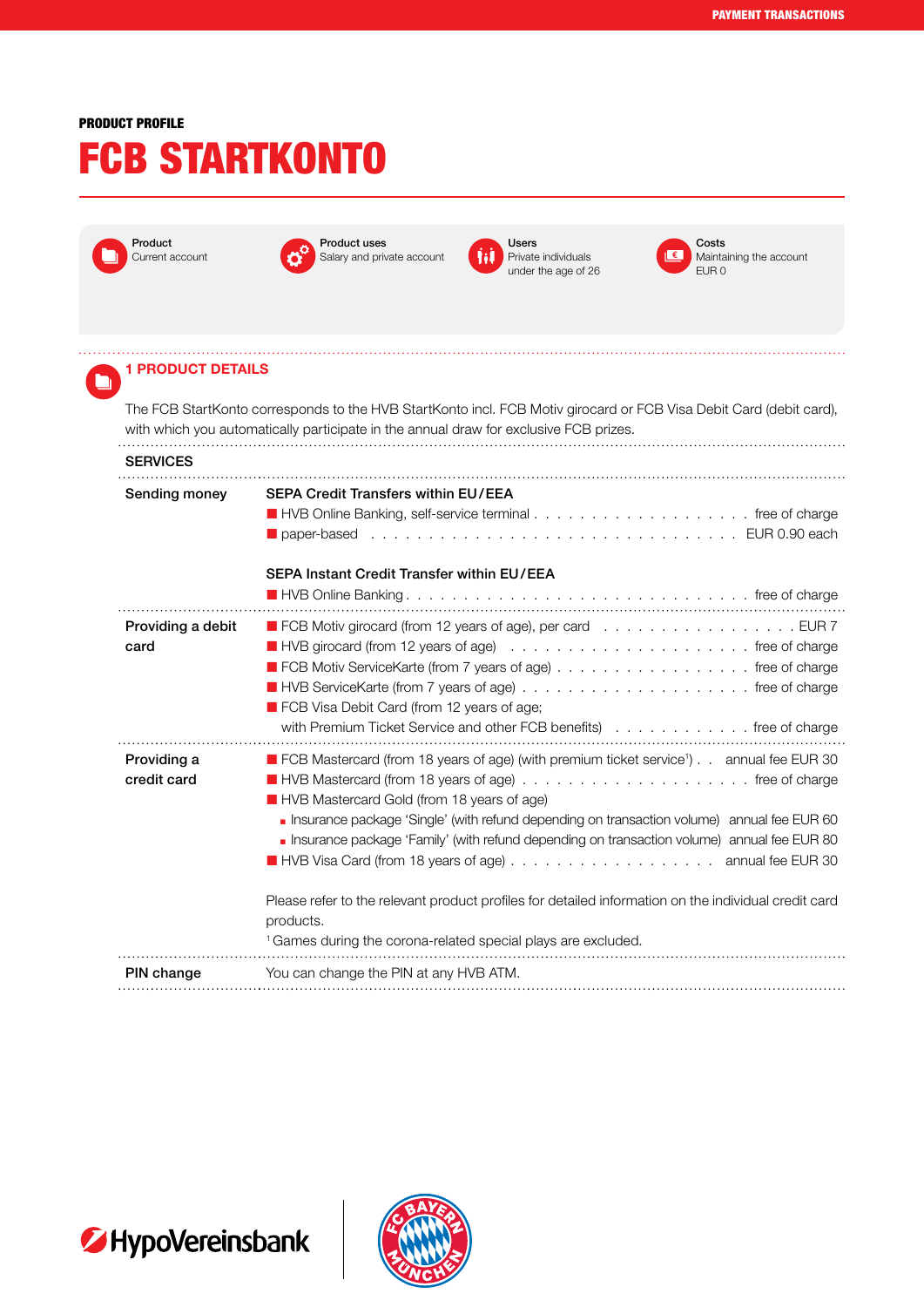**PRODUCT PROFILE**

# FCB STARTKONTO

| Product | Product uses | Users | Costs |
|---|---|---|---|
| Current account | Salary and private account | Private individuals under the age of 26 | Maintaining the account EUR 0 |

## 1 PRODUCT DETAILS

The FCB StartKonto corresponds to the HVB StartKonto incl. FCB Motiv girocard or FCB Visa Debit Card (debit card), with which you automatically participate in the annual draw for exclusive FCB prizes.

### SERVICES

**Sending money**

**SEPA Credit Transfers within EU/EEA**

- HVB Online Banking, self-service terminal . . . free of charge
- paper-based . . . EUR 0.90 each

**SEPA Instant Credit Transfer within EU/EEA**

- HVB Online Banking . . . free of charge

**Providing a debit card**

- FCB Motiv girocard (from 12 years of age), per card . . . EUR 7
- HVB girocard (from 12 years of age) . . . free of charge
- FCB Motiv ServiceKarte (from 7 years of age) . . . free of charge
- HVB ServiceKarte (from 7 years of age) . . . free of charge
- FCB Visa Debit Card (from 12 years of age; with Premium Ticket Service and other FCB benefits) . . . free of charge

**Providing a credit card**

- FCB Mastercard (from 18 years of age) (with premium ticket service[1]) . . . annual fee EUR 30
- HVB Mastercard (from 18 years of age) . . . free of charge
- HVB Mastercard Gold (from 18 years of age)
  - Insurance package 'Single' (with refund depending on transaction volume) annual fee EUR 60
  - Insurance package 'Family' (with refund depending on transaction volume) annual fee EUR 80
- HVB Visa Card (from 18 years of age) . . . annual fee EUR 30

Please refer to the relevant product profiles for detailed information on the individual credit card products.

[1] Games during the corona-related special plays are excluded.

**PIN change**

You can change the PIN at any HVB ATM.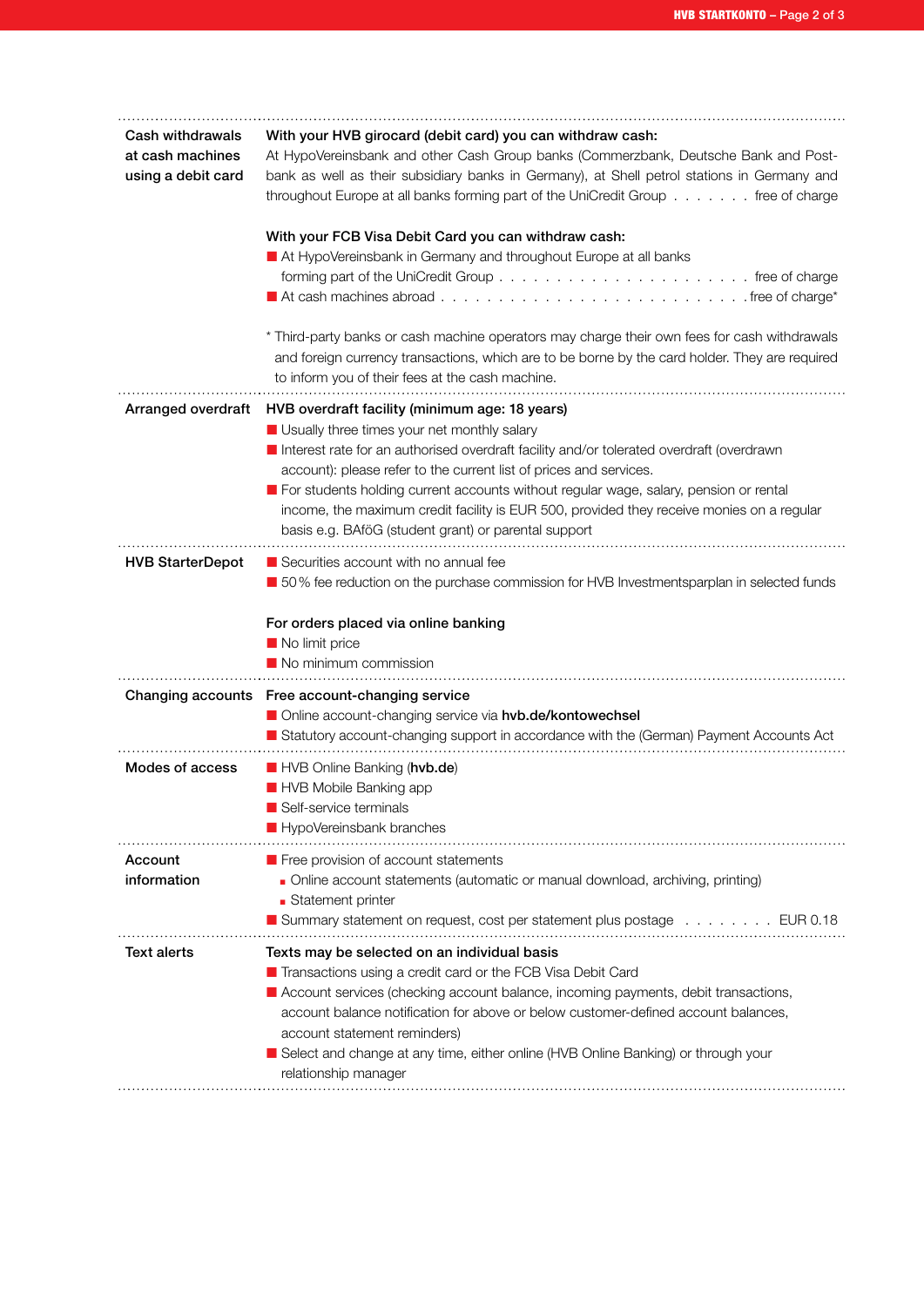| | |
|---|---|
| **Cash withdrawals at cash machines using a debit card** | **With your HVB girocard (debit card) you can withdraw cash:**<br>At HypoVereinsbank and other Cash Group banks (Commerzbank, Deutsche Bank and Postbank as well as their subsidiary banks in Germany), at Shell petrol stations in Germany and throughout Europe at all banks forming part of the UniCredit Group . . . . . . . free of charge<br><br>**With your FCB Visa Debit Card you can withdraw cash:**<br>■ At HypoVereinsbank in Germany and throughout Europe at all banks forming part of the UniCredit Group . . . . . . . . . . . . . . . . . . . . . free of charge<br>■ At cash machines abroad . . . . . . . . . . . . . . . . . . . . . . . . . free of charge*<br><br>* Third-party banks or cash machine operators may charge their own fees for cash withdrawals and foreign currency transactions, which are to be borne by the card holder. They are required to inform you of their fees at the cash machine. |
| **Arranged overdraft** | **HVB overdraft facility (minimum age: 18 years)**<br>■ Usually three times your net monthly salary<br>■ Interest rate for an authorised overdraft facility and/or tolerated overdraft (overdrawn account): please refer to the current list of prices and services.<br>■ For students holding current accounts without regular wage, salary, pension or rental income, the maximum credit facility is EUR 500, provided they receive monies on a regular basis e.g. BAföG (student grant) or parental support |
| **HVB StarterDepot** | ■ Securities account with no annual fee<br>■ 50 % fee reduction on the purchase commission for HVB Investmentsparplan in selected funds<br><br>**For orders placed via online banking**<br>■ No limit price<br>■ No minimum commission |
| **Changing accounts** | **Free account-changing service**<br>■ Online account-changing service via **hvb.de/kontowechsel**<br>■ Statutory account-changing support in accordance with the (German) Payment Accounts Act |
| **Modes of access** | ■ HVB Online Banking (**hvb.de**)<br>■ HVB Mobile Banking app<br>■ Self-service terminals<br>■ HypoVereinsbank branches |
| **Account information** | ■ Free provision of account statements<br>▪ Online account statements (automatic or manual download, archiving, printing)<br>▪ Statement printer<br>■ Summary statement on request, cost per statement plus postage . . . . . . . . EUR 0.18 |
| **Text alerts** | **Texts may be selected on an individual basis**<br>■ Transactions using a credit card or the FCB Visa Debit Card<br>■ Account services (checking account balance, incoming payments, debit transactions, account balance notification for above or below customer-defined account balances, account statement reminders)<br>■ Select and change at any time, either online (HVB Online Banking) or through your relationship manager |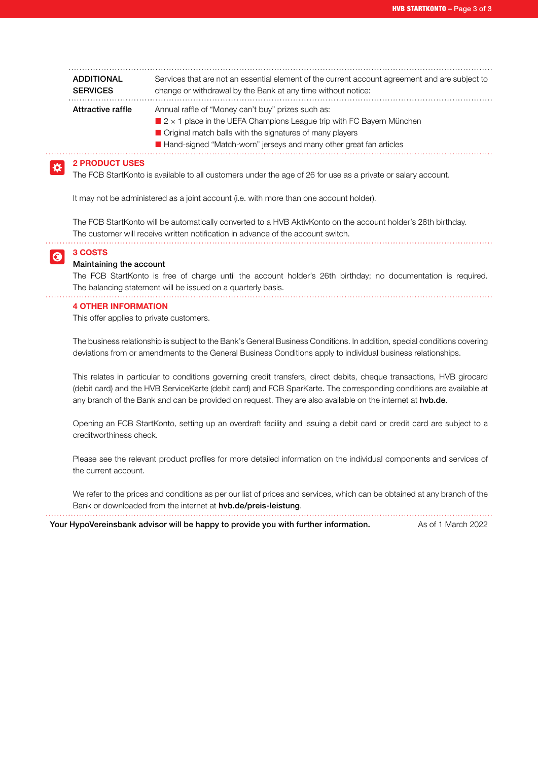| | |
|---|---|
| **ADDITIONAL SERVICES** | Services that are not an essential element of the current account agreement and are subject to change or withdrawal by the Bank at any time without notice: |
| **Attractive raffle** | Annual raffle of "Money can't buy" prizes such as:<br>■ 2 × 1 place in the UEFA Champions League trip with FC Bayern München<br>■ Original match balls with the signatures of many players<br>■ Hand-signed "Match-worn" jerseys and many other great fan articles |

## 2 PRODUCT USES

The FCB StartKonto is available to all customers under the age of 26 for use as a private or salary account.

It may not be administered as a joint account (i.e. with more than one account holder).

The FCB StartKonto will be automatically converted to a HVB AktivKonto on the account holder's 26th birthday. The customer will receive written notification in advance of the account switch.

## 3 COSTS

**Maintaining the account**

The FCB StartKonto is free of charge until the account holder's 26th birthday; no documentation is required. The balancing statement will be issued on a quarterly basis.

## 4 OTHER INFORMATION

This offer applies to private customers.

The business relationship is subject to the Bank's General Business Conditions. In addition, special conditions covering deviations from or amendments to the General Business Conditions apply to individual business relationships.

This relates in particular to conditions governing credit transfers, direct debits, cheque transactions, HVB girocard (debit card) and the HVB ServiceKarte (debit card) and FCB SparKarte. The corresponding conditions are available at any branch of the Bank and can be provided on request. They are also available on the internet at **hvb.de**.

Opening an FCB StartKonto, setting up an overdraft facility and issuing a debit card or credit card are subject to a creditworthiness check.

Please see the relevant product profiles for more detailed information on the individual components and services of the current account.

We refer to the prices and conditions as per our list of prices and services, which can be obtained at any branch of the Bank or downloaded from the internet at **hvb.de/preis-leistung**.

**Your HypoVereinsbank advisor will be happy to provide you with further information.** As of 1 March 2022